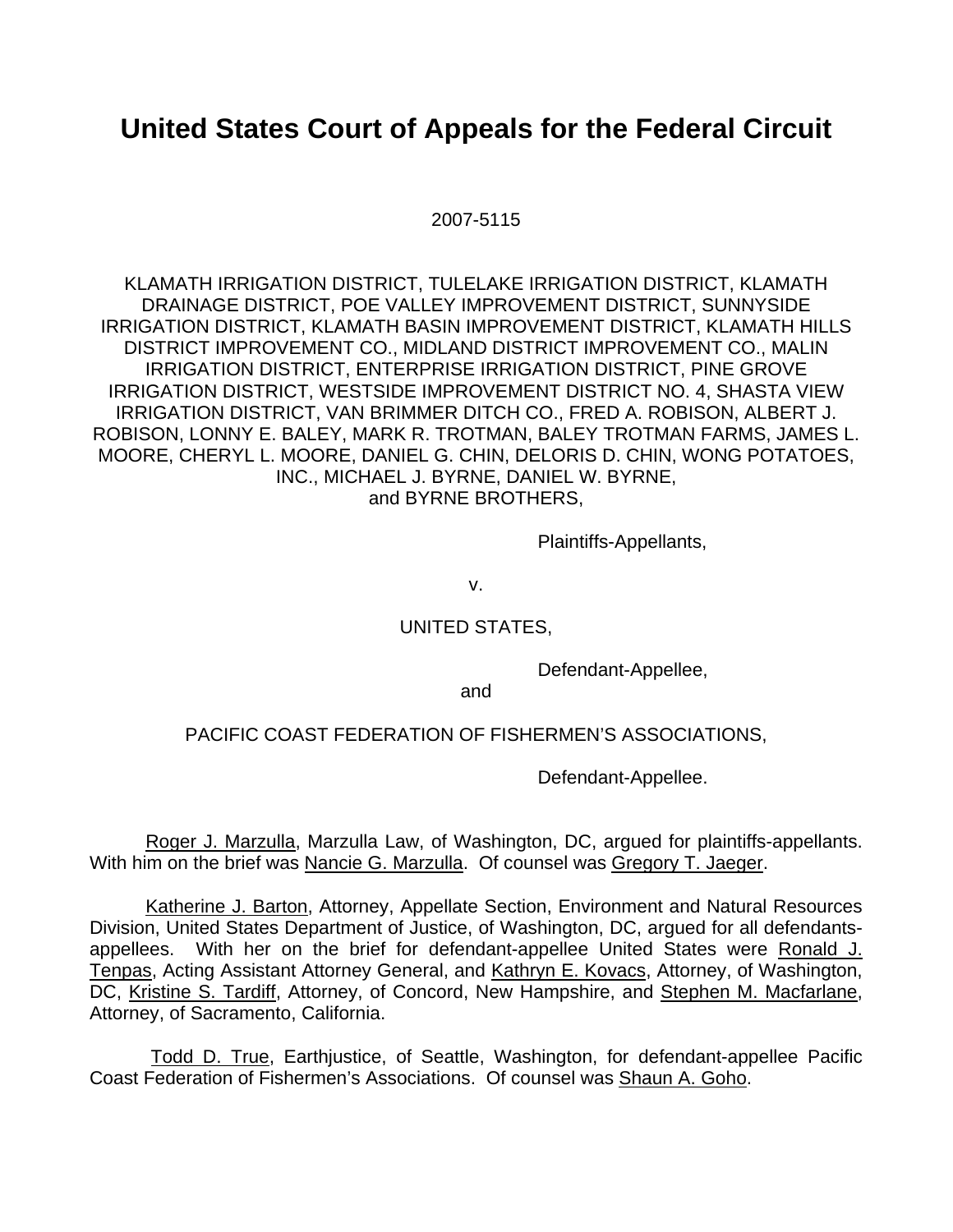# United States Court of Appeals for the Federal Circuit

2007-5115

KLAMATH IRRIGATION DISTRICT, TULELAKE IRRIGATION DISTRICT, KLAMATH DRAINAGE DISTRICT, POE VALLEY IMPROVEMENT DISTRICT, SUNNYSIDE IRRIGATION DISTRICT, KLAMATH BASIN IMPROVEMENT DISTRICT, KLAMATH HILLS DISTRICT IMPROVEMENT CO., MIDLAND DISTRICT IMPROVEMENT CO., MALIN IRRIGATION DISTRICT, ENTERPRISE IRRIGATION DISTRICT, PINE GROVE IRRIGATION DISTRICT, WESTSIDE IMPROVEMENT DISTRICT NO. 4, SHASTA VIEW IRRIGATION DISTRICT, VAN BRIMMER DITCH CO., FRED A. ROBISON, ALBERT J. ROBISON, LONNY E. BALEY, MARK R. TROTMAN, BALEY TROTMAN FARMS, JAMES L. MOORE, CHERYL L. MOORE, DANIEL G. CHIN, DELORIS D. CHIN, WONG POTATOES, INC., MICHAEL J. BYRNE, DANIEL W. BYRNE, and BYRNE BROTHERS,

Plaintiffs-Appellants,

v.

UNITED STATES,

Defendant-Appellee,

and

PACIFIC COAST FEDERATION OF FISHERMEN'S ASSOCIATIONS,

Defendant-Appellee.

Roger J. Marzulla, Marzulla Law, of Washington, DC, argued for plaintiffs-appellants. With him on the brief was Nancie G. Marzulla. Of counsel was Gregory T. Jaeger.

Katherine J. Barton, Attorney, Appellate Section, Environment and Natural Resources Division, United States Department of Justice, of Washington, DC, argued for all defendants-appellees. With her on the brief for defendant-appellee United States were Ronald J. Tenpas, Acting Assistant Attorney General, and Kathryn E. Kovacs, Attorney, of Washington, DC, Kristine S. Tardiff, Attorney, of Concord, New Hampshire, and Stephen M. Macfarlane, Attorney, of Sacramento, California.

Todd D. True, Earthjustice, of Seattle, Washington, for defendant-appellee Pacific Coast Federation of Fishermen's Associations. Of counsel was Shaun A. Goho.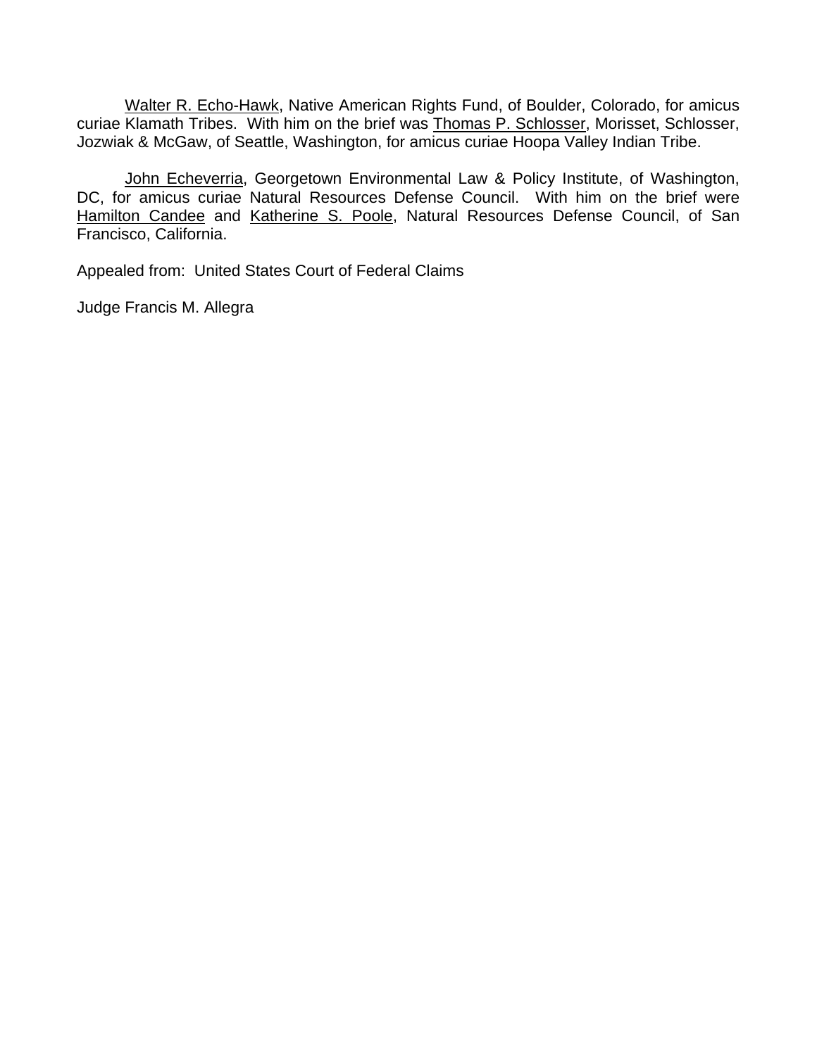Walter R. Echo-Hawk, Native American Rights Fund, of Boulder, Colorado, for amicus curiae Klamath Tribes. With him on the brief was Thomas P. Schlosser, Morisset, Schlosser, Jozwiak & McGaw, of Seattle, Washington, for amicus curiae Hoopa Valley Indian Tribe.

John Echeverria, Georgetown Environmental Law & Policy Institute, of Washington, DC, for amicus curiae Natural Resources Defense Council. With him on the brief were Hamilton Candee and Katherine S. Poole, Natural Resources Defense Council, of San Francisco, California.

Appealed from: United States Court of Federal Claims

Judge Francis M. Allegra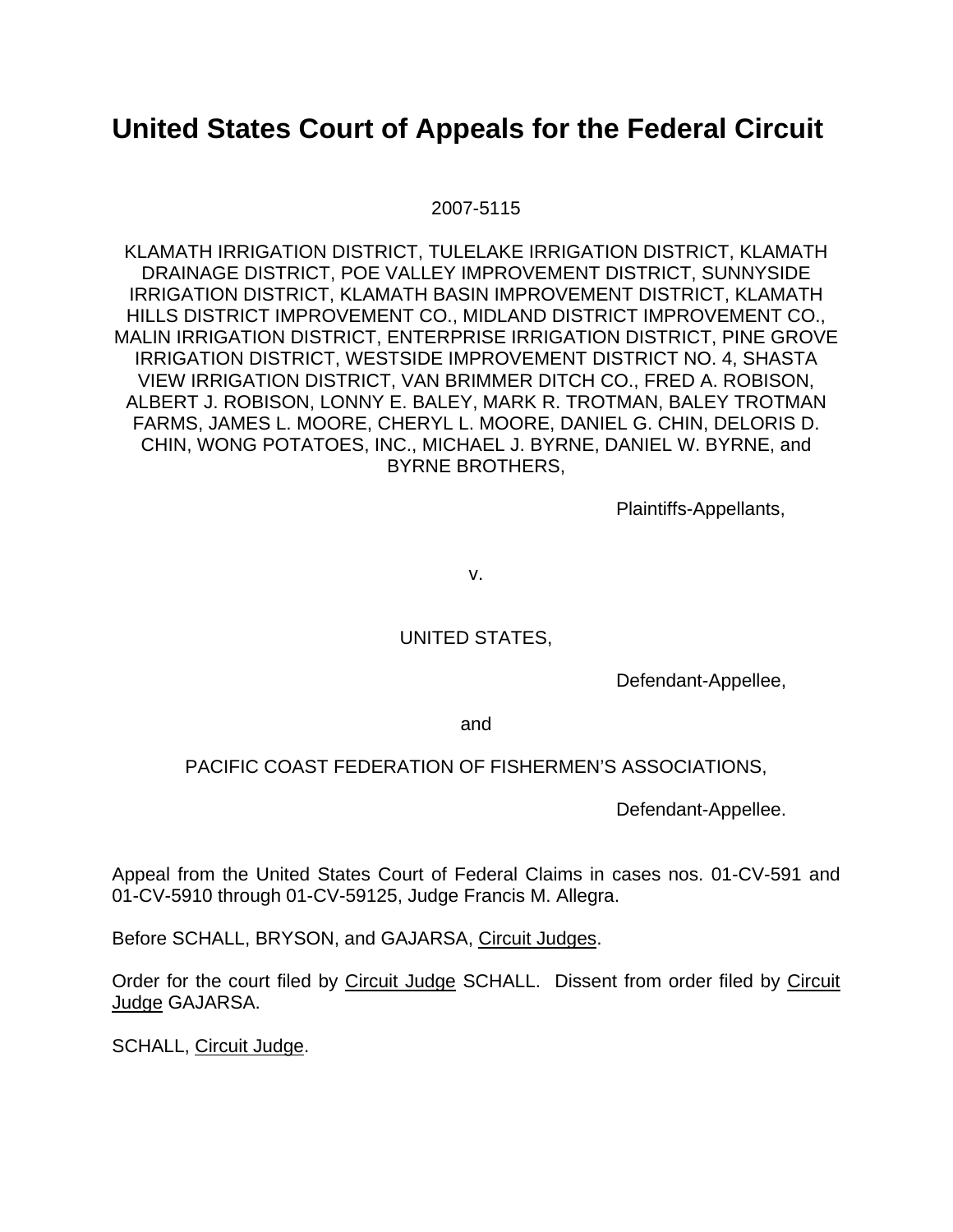# United States Court of Appeals for the Federal Circuit

2007-5115

KLAMATH IRRIGATION DISTRICT, TULELAKE IRRIGATION DISTRICT, KLAMATH DRAINAGE DISTRICT, POE VALLEY IMPROVEMENT DISTRICT, SUNNYSIDE IRRIGATION DISTRICT, KLAMATH BASIN IMPROVEMENT DISTRICT, KLAMATH HILLS DISTRICT IMPROVEMENT CO., MIDLAND DISTRICT IMPROVEMENT CO., MALIN IRRIGATION DISTRICT, ENTERPRISE IRRIGATION DISTRICT, PINE GROVE IRRIGATION DISTRICT, WESTSIDE IMPROVEMENT DISTRICT NO. 4, SHASTA VIEW IRRIGATION DISTRICT, VAN BRIMMER DITCH CO., FRED A. ROBISON, ALBERT J. ROBISON, LONNY E. BALEY, MARK R. TROTMAN, BALEY TROTMAN FARMS, JAMES L. MOORE, CHERYL L. MOORE, DANIEL G. CHIN, DELORIS D. CHIN, WONG POTATOES, INC., MICHAEL J. BYRNE, DANIEL W. BYRNE, and BYRNE BROTHERS,

Plaintiffs-Appellants,

v.

UNITED STATES,

Defendant-Appellee,

and

PACIFIC COAST FEDERATION OF FISHERMEN'S ASSOCIATIONS,

Defendant-Appellee.

Appeal from the United States Court of Federal Claims in cases nos. 01-CV-591 and 01-CV-5910 through 01-CV-59125, Judge Francis M. Allegra.

Before SCHALL, BRYSON, and GAJARSA, Circuit Judges.

Order for the court filed by Circuit Judge SCHALL. Dissent from order filed by Circuit Judge GAJARSA.

SCHALL, Circuit Judge.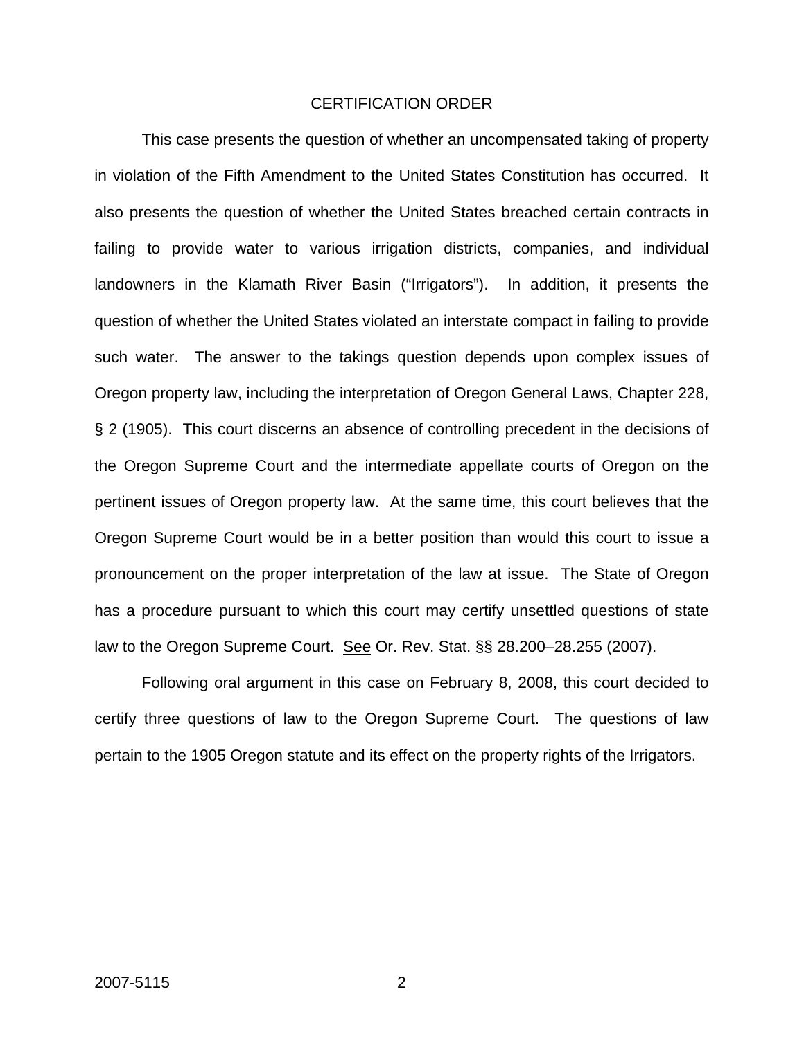## CERTIFICATION ORDER

This case presents the question of whether an uncompensated taking of property in violation of the Fifth Amendment to the United States Constitution has occurred. It also presents the question of whether the United States breached certain contracts in failing to provide water to various irrigation districts, companies, and individual landowners in the Klamath River Basin ("Irrigators"). In addition, it presents the question of whether the United States violated an interstate compact in failing to provide such water. The answer to the takings question depends upon complex issues of Oregon property law, including the interpretation of Oregon General Laws, Chapter 228, § 2 (1905). This court discerns an absence of controlling precedent in the decisions of the Oregon Supreme Court and the intermediate appellate courts of Oregon on the pertinent issues of Oregon property law. At the same time, this court believes that the Oregon Supreme Court would be in a better position than would this court to issue a pronouncement on the proper interpretation of the law at issue. The State of Oregon has a procedure pursuant to which this court may certify unsettled questions of state law to the Oregon Supreme Court. See Or. Rev. Stat. §§ 28.200–28.255 (2007).

Following oral argument in this case on February 8, 2008, this court decided to certify three questions of law to the Oregon Supreme Court. The questions of law pertain to the 1905 Oregon statute and its effect on the property rights of the Irrigators.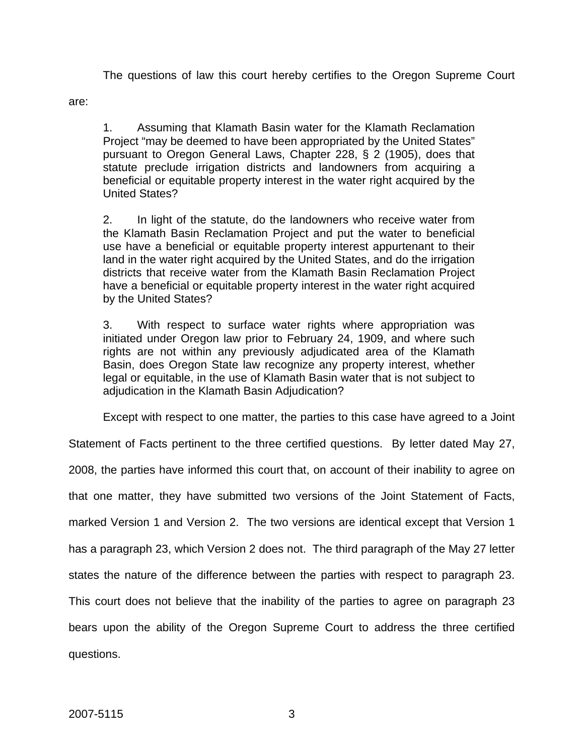The questions of law this court hereby certifies to the Oregon Supreme Court are:

> 1. Assuming that Klamath Basin water for the Klamath Reclamation Project "may be deemed to have been appropriated by the United States" pursuant to Oregon General Laws, Chapter 228, § 2 (1905), does that statute preclude irrigation districts and landowners from acquiring a beneficial or equitable property interest in the water right acquired by the United States?
>
> 2. In light of the statute, do the landowners who receive water from the Klamath Basin Reclamation Project and put the water to beneficial use have a beneficial or equitable property interest appurtenant to their land in the water right acquired by the United States, and do the irrigation districts that receive water from the Klamath Basin Reclamation Project have a beneficial or equitable property interest in the water right acquired by the United States?
>
> 3. With respect to surface water rights where appropriation was initiated under Oregon law prior to February 24, 1909, and where such rights are not within any previously adjudicated area of the Klamath Basin, does Oregon State law recognize any property interest, whether legal or equitable, in the use of Klamath Basin water that is not subject to adjudication in the Klamath Basin Adjudication?

Except with respect to one matter, the parties to this case have agreed to a Joint Statement of Facts pertinent to the three certified questions. By letter dated May 27, 2008, the parties have informed this court that, on account of their inability to agree on that one matter, they have submitted two versions of the Joint Statement of Facts, marked Version 1 and Version 2. The two versions are identical except that Version 1 has a paragraph 23, which Version 2 does not. The third paragraph of the May 27 letter states the nature of the difference between the parties with respect to paragraph 23. This court does not believe that the inability of the parties to agree on paragraph 23 bears upon the ability of the Oregon Supreme Court to address the three certified questions.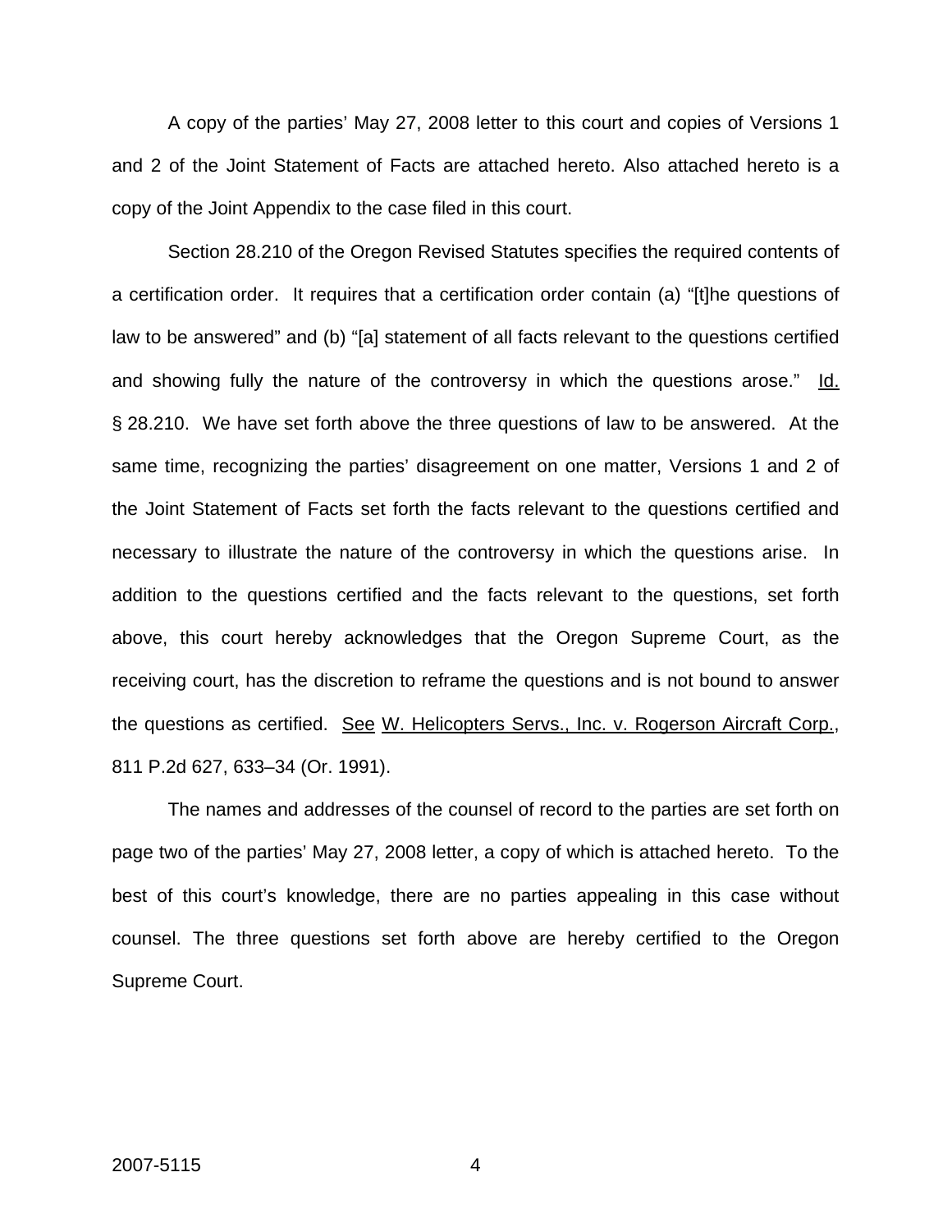A copy of the parties' May 27, 2008 letter to this court and copies of Versions 1 and 2 of the Joint Statement of Facts are attached hereto. Also attached hereto is a copy of the Joint Appendix to the case filed in this court.

Section 28.210 of the Oregon Revised Statutes specifies the required contents of a certification order. It requires that a certification order contain (a) "[t]he questions of law to be answered" and (b) "[a] statement of all facts relevant to the questions certified and showing fully the nature of the controversy in which the questions arose." Id. § 28.210. We have set forth above the three questions of law to be answered. At the same time, recognizing the parties' disagreement on one matter, Versions 1 and 2 of the Joint Statement of Facts set forth the facts relevant to the questions certified and necessary to illustrate the nature of the controversy in which the questions arise. In addition to the questions certified and the facts relevant to the questions, set forth above, this court hereby acknowledges that the Oregon Supreme Court, as the receiving court, has the discretion to reframe the questions and is not bound to answer the questions as certified. See W. Helicopters Servs., Inc. v. Rogerson Aircraft Corp., 811 P.2d 627, 633–34 (Or. 1991).

The names and addresses of the counsel of record to the parties are set forth on page two of the parties' May 27, 2008 letter, a copy of which is attached hereto. To the best of this court's knowledge, there are no parties appealing in this case without counsel. The three questions set forth above are hereby certified to the Oregon Supreme Court.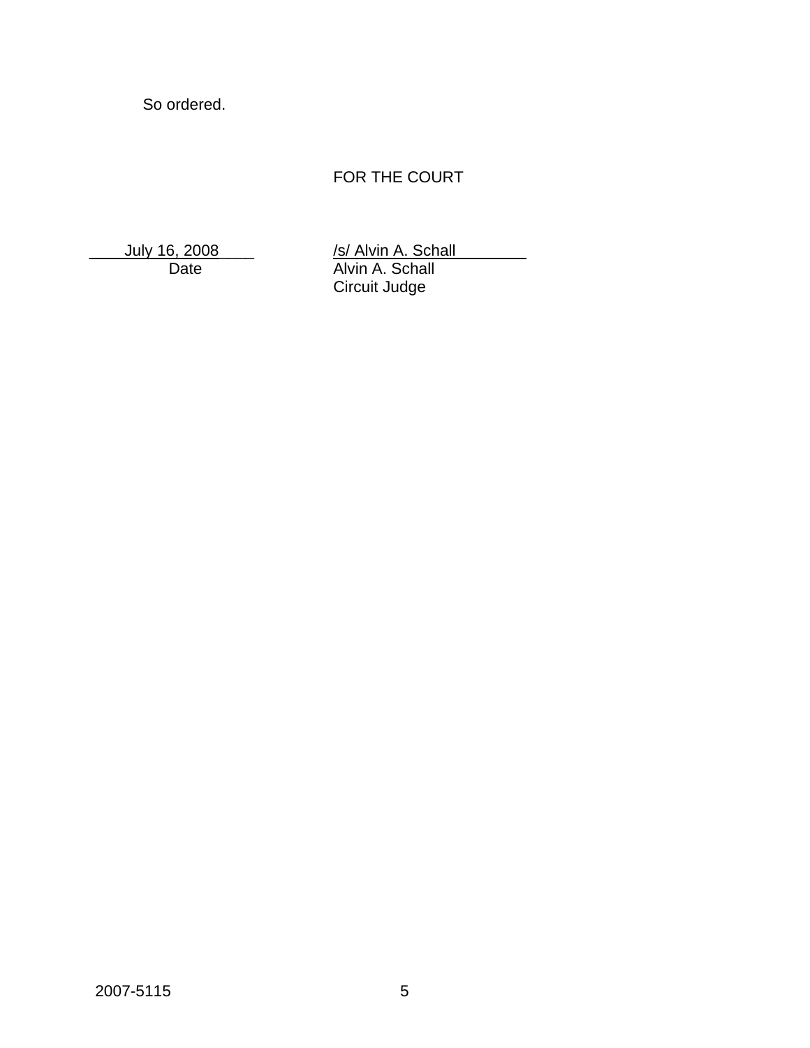So ordered.

FOR THE COURT

| | |
|---|---|
| July 16, 2008 | /s/ Alvin A. Schall |
| Date | Alvin A. Schall |
| | Circuit Judge |

2007-5115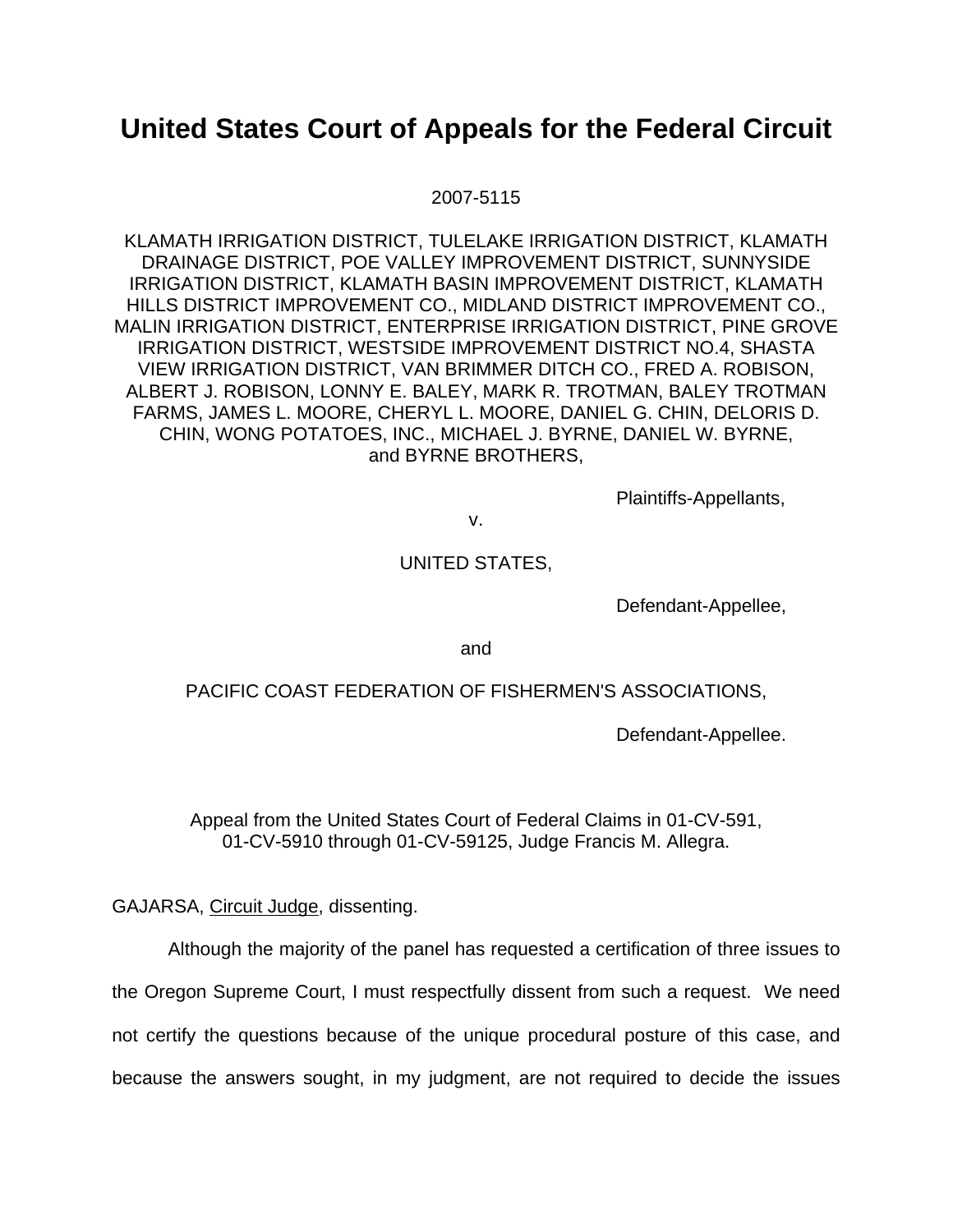# United States Court of Appeals for the Federal Circuit

2007-5115

KLAMATH IRRIGATION DISTRICT, TULELAKE IRRIGATION DISTRICT, KLAMATH DRAINAGE DISTRICT, POE VALLEY IMPROVEMENT DISTRICT, SUNNYSIDE IRRIGATION DISTRICT, KLAMATH BASIN IMPROVEMENT DISTRICT, KLAMATH HILLS DISTRICT IMPROVEMENT CO., MIDLAND DISTRICT IMPROVEMENT CO., MALIN IRRIGATION DISTRICT, ENTERPRISE IRRIGATION DISTRICT, PINE GROVE IRRIGATION DISTRICT, WESTSIDE IMPROVEMENT DISTRICT NO.4, SHASTA VIEW IRRIGATION DISTRICT, VAN BRIMMER DITCH CO., FRED A. ROBISON, ALBERT J. ROBISON, LONNY E. BALEY, MARK R. TROTMAN, BALEY TROTMAN FARMS, JAMES L. MOORE, CHERYL L. MOORE, DANIEL G. CHIN, DELORIS D. CHIN, WONG POTATOES, INC., MICHAEL J. BYRNE, DANIEL W. BYRNE, and BYRNE BROTHERS,

Plaintiffs-Appellants,

v.

UNITED STATES,

Defendant-Appellee,

and

PACIFIC COAST FEDERATION OF FISHERMEN'S ASSOCIATIONS,

Defendant-Appellee.

Appeal from the United States Court of Federal Claims in 01-CV-591, 01-CV-5910 through 01-CV-59125, Judge Francis M. Allegra.

GAJARSA, Circuit Judge, dissenting.

Although the majority of the panel has requested a certification of three issues to the Oregon Supreme Court, I must respectfully dissent from such a request. We need not certify the questions because of the unique procedural posture of this case, and because the answers sought, in my judgment, are not required to decide the issues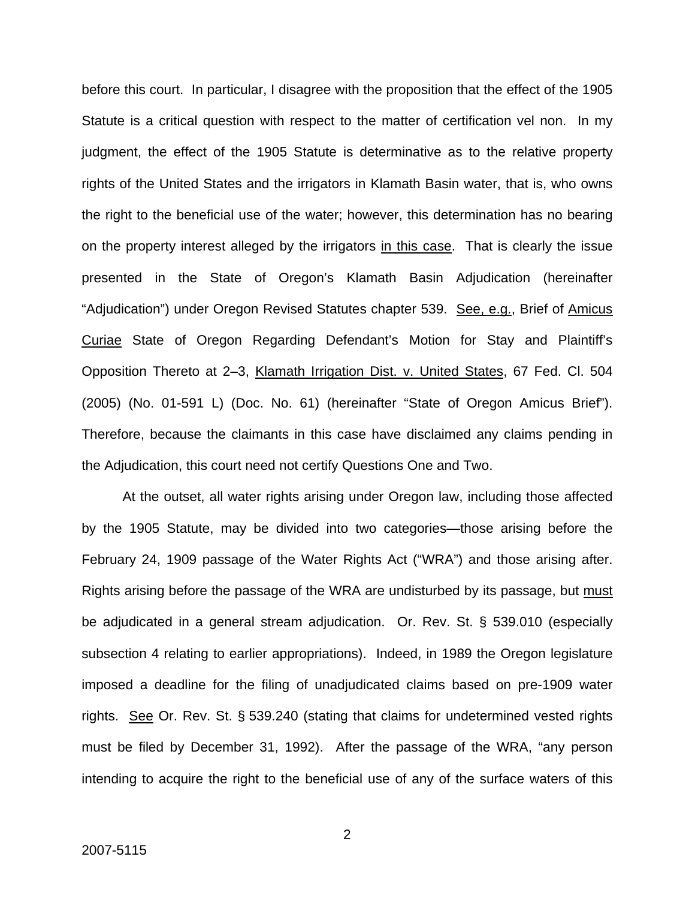before this court. In particular, I disagree with the proposition that the effect of the 1905 Statute is a critical question with respect to the matter of certification vel non. In my judgment, the effect of the 1905 Statute is determinative as to the relative property rights of the United States and the irrigators in Klamath Basin water, that is, who owns the right to the beneficial use of the water; however, this determination has no bearing on the property interest alleged by the irrigators in this case. That is clearly the issue presented in the State of Oregon's Klamath Basin Adjudication (hereinafter "Adjudication") under Oregon Revised Statutes chapter 539. See, e.g., Brief of Amicus Curiae State of Oregon Regarding Defendant's Motion for Stay and Plaintiff's Opposition Thereto at 2–3, Klamath Irrigation Dist. v. United States, 67 Fed. Cl. 504 (2005) (No. 01-591 L) (Doc. No. 61) (hereinafter "State of Oregon Amicus Brief"). Therefore, because the claimants in this case have disclaimed any claims pending in the Adjudication, this court need not certify Questions One and Two.

At the outset, all water rights arising under Oregon law, including those affected by the 1905 Statute, may be divided into two categories—those arising before the February 24, 1909 passage of the Water Rights Act ("WRA") and those arising after. Rights arising before the passage of the WRA are undisturbed by its passage, but must be adjudicated in a general stream adjudication. Or. Rev. St. § 539.010 (especially subsection 4 relating to earlier appropriations). Indeed, in 1989 the Oregon legislature imposed a deadline for the filing of unadjudicated claims based on pre-1909 water rights. See Or. Rev. St. § 539.240 (stating that claims for undetermined vested rights must be filed by December 31, 1992). After the passage of the WRA, "any person intending to acquire the right to the beneficial use of any of the surface waters of this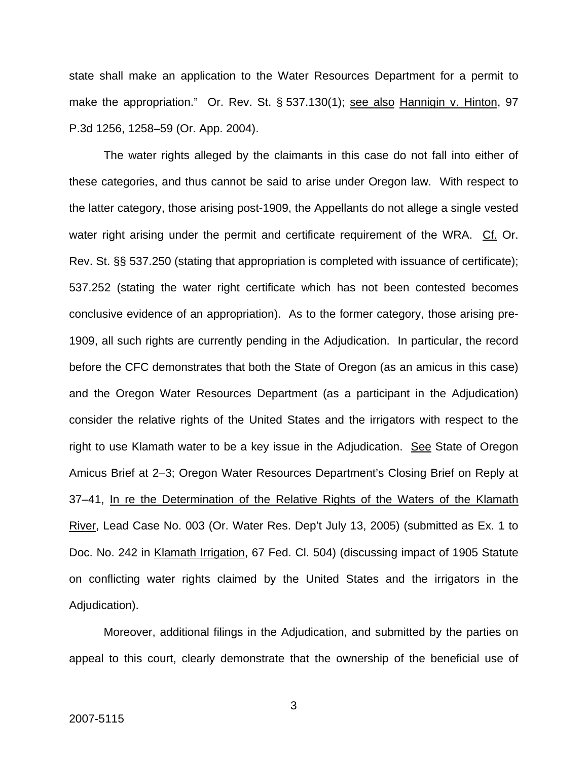state shall make an application to the Water Resources Department for a permit to make the appropriation." Or. Rev. St. § 537.130(1); see also Hannigin v. Hinton, 97 P.3d 1256, 1258–59 (Or. App. 2004).

The water rights alleged by the claimants in this case do not fall into either of these categories, and thus cannot be said to arise under Oregon law. With respect to the latter category, those arising post-1909, the Appellants do not allege a single vested water right arising under the permit and certificate requirement of the WRA. Cf. Or. Rev. St. §§ 537.250 (stating that appropriation is completed with issuance of certificate); 537.252 (stating the water right certificate which has not been contested becomes conclusive evidence of an appropriation). As to the former category, those arising pre-1909, all such rights are currently pending in the Adjudication. In particular, the record before the CFC demonstrates that both the State of Oregon (as an amicus in this case) and the Oregon Water Resources Department (as a participant in the Adjudication) consider the relative rights of the United States and the irrigators with respect to the right to use Klamath water to be a key issue in the Adjudication. See State of Oregon Amicus Brief at 2–3; Oregon Water Resources Department's Closing Brief on Reply at 37–41, In re the Determination of the Relative Rights of the Waters of the Klamath River, Lead Case No. 003 (Or. Water Res. Dep't July 13, 2005) (submitted as Ex. 1 to Doc. No. 242 in Klamath Irrigation, 67 Fed. Cl. 504) (discussing impact of 1905 Statute on conflicting water rights claimed by the United States and the irrigators in the Adjudication).

Moreover, additional filings in the Adjudication, and submitted by the parties on appeal to this court, clearly demonstrate that the ownership of the beneficial use of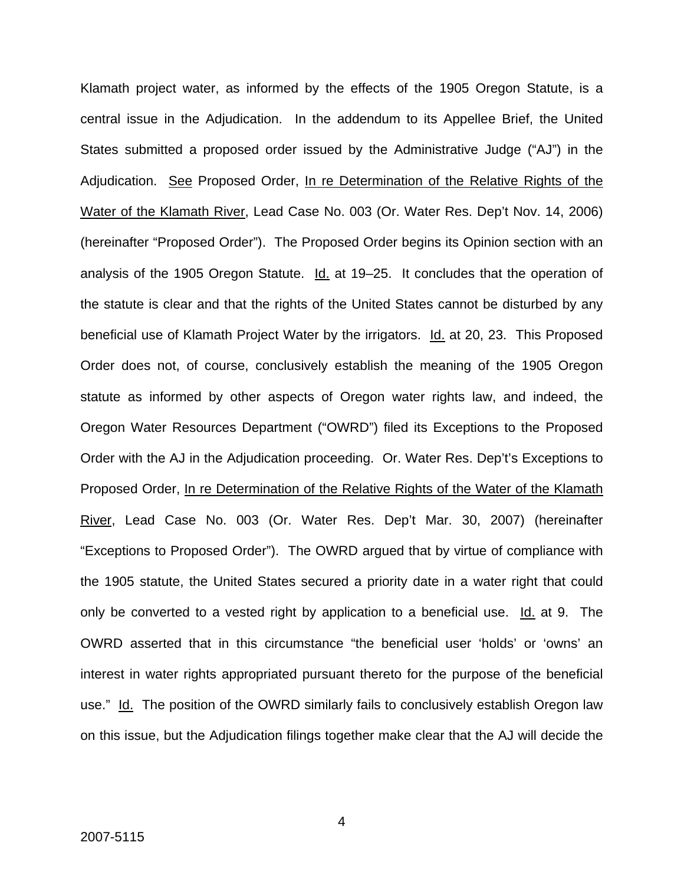Klamath project water, as informed by the effects of the 1905 Oregon Statute, is a central issue in the Adjudication. In the addendum to its Appellee Brief, the United States submitted a proposed order issued by the Administrative Judge ("AJ") in the Adjudication. See Proposed Order, In re Determination of the Relative Rights of the Water of the Klamath River, Lead Case No. 003 (Or. Water Res. Dep't Nov. 14, 2006) (hereinafter "Proposed Order"). The Proposed Order begins its Opinion section with an analysis of the 1905 Oregon Statute. Id. at 19–25. It concludes that the operation of the statute is clear and that the rights of the United States cannot be disturbed by any beneficial use of Klamath Project Water by the irrigators. Id. at 20, 23. This Proposed Order does not, of course, conclusively establish the meaning of the 1905 Oregon statute as informed by other aspects of Oregon water rights law, and indeed, the Oregon Water Resources Department ("OWRD") filed its Exceptions to the Proposed Order with the AJ in the Adjudication proceeding. Or. Water Res. Dep't's Exceptions to Proposed Order, In re Determination of the Relative Rights of the Water of the Klamath River, Lead Case No. 003 (Or. Water Res. Dep't Mar. 30, 2007) (hereinafter "Exceptions to Proposed Order"). The OWRD argued that by virtue of compliance with the 1905 statute, the United States secured a priority date in a water right that could only be converted to a vested right by application to a beneficial use. Id. at 9. The OWRD asserted that in this circumstance "the beneficial user 'holds' or 'owns' an interest in water rights appropriated pursuant thereto for the purpose of the beneficial use." Id. The position of the OWRD similarly fails to conclusively establish Oregon law on this issue, but the Adjudication filings together make clear that the AJ will decide the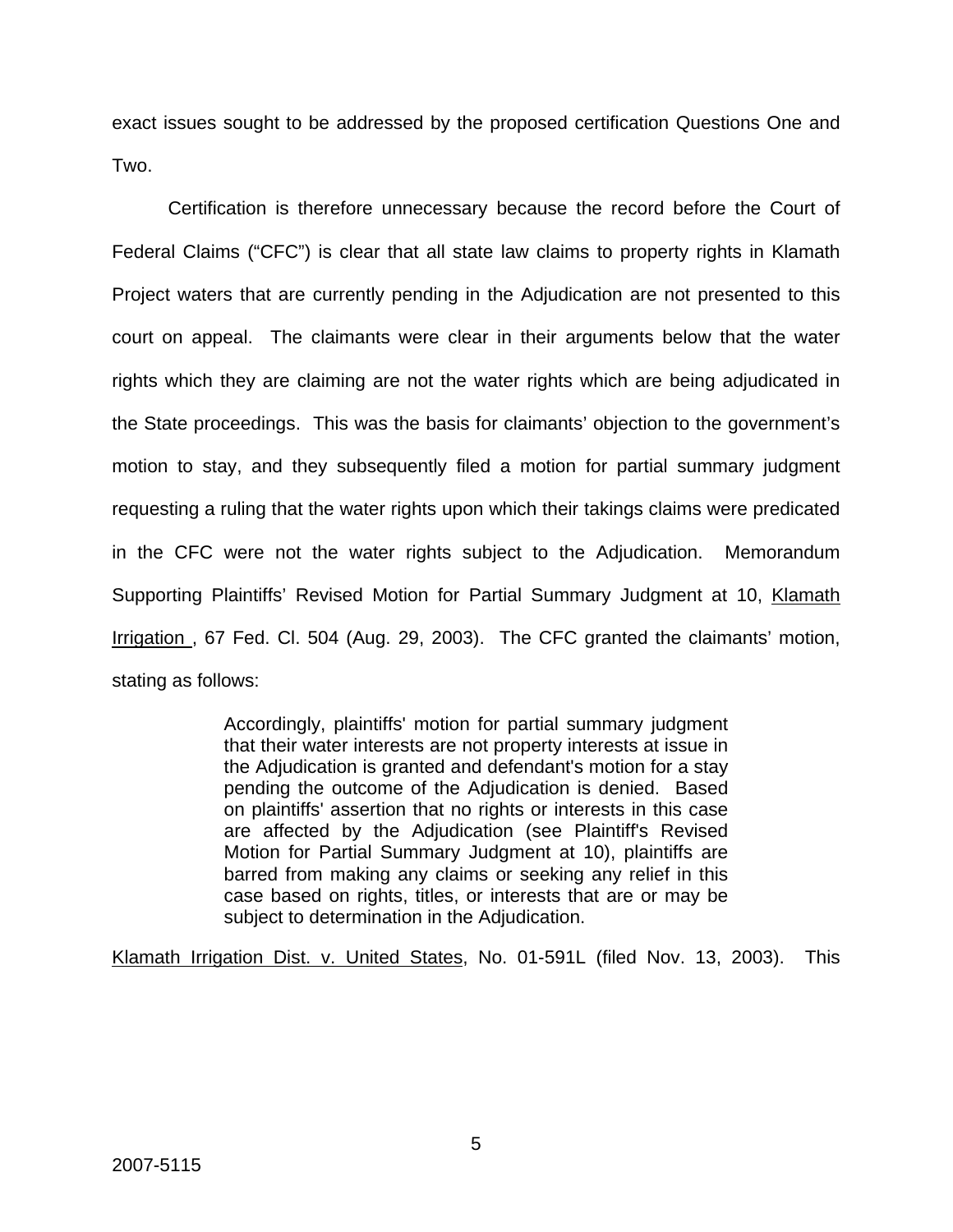exact issues sought to be addressed by the proposed certification Questions One and Two.

Certification is therefore unnecessary because the record before the Court of Federal Claims ("CFC") is clear that all state law claims to property rights in Klamath Project waters that are currently pending in the Adjudication are not presented to this court on appeal. The claimants were clear in their arguments below that the water rights which they are claiming are not the water rights which are being adjudicated in the State proceedings. This was the basis for claimants' objection to the government's motion to stay, and they subsequently filed a motion for partial summary judgment requesting a ruling that the water rights upon which their takings claims were predicated in the CFC were not the water rights subject to the Adjudication. Memorandum Supporting Plaintiffs' Revised Motion for Partial Summary Judgment at 10, Klamath Irrigation , 67 Fed. Cl. 504 (Aug. 29, 2003). The CFC granted the claimants' motion, stating as follows:

> Accordingly, plaintiffs' motion for partial summary judgment that their water interests are not property interests at issue in the Adjudication is granted and defendant's motion for a stay pending the outcome of the Adjudication is denied. Based on plaintiffs' assertion that no rights or interests in this case are affected by the Adjudication (see Plaintiff's Revised Motion for Partial Summary Judgment at 10), plaintiffs are barred from making any claims or seeking any relief in this case based on rights, titles, or interests that are or may be subject to determination in the Adjudication.

Klamath Irrigation Dist. v. United States, No. 01-591L (filed Nov. 13, 2003). This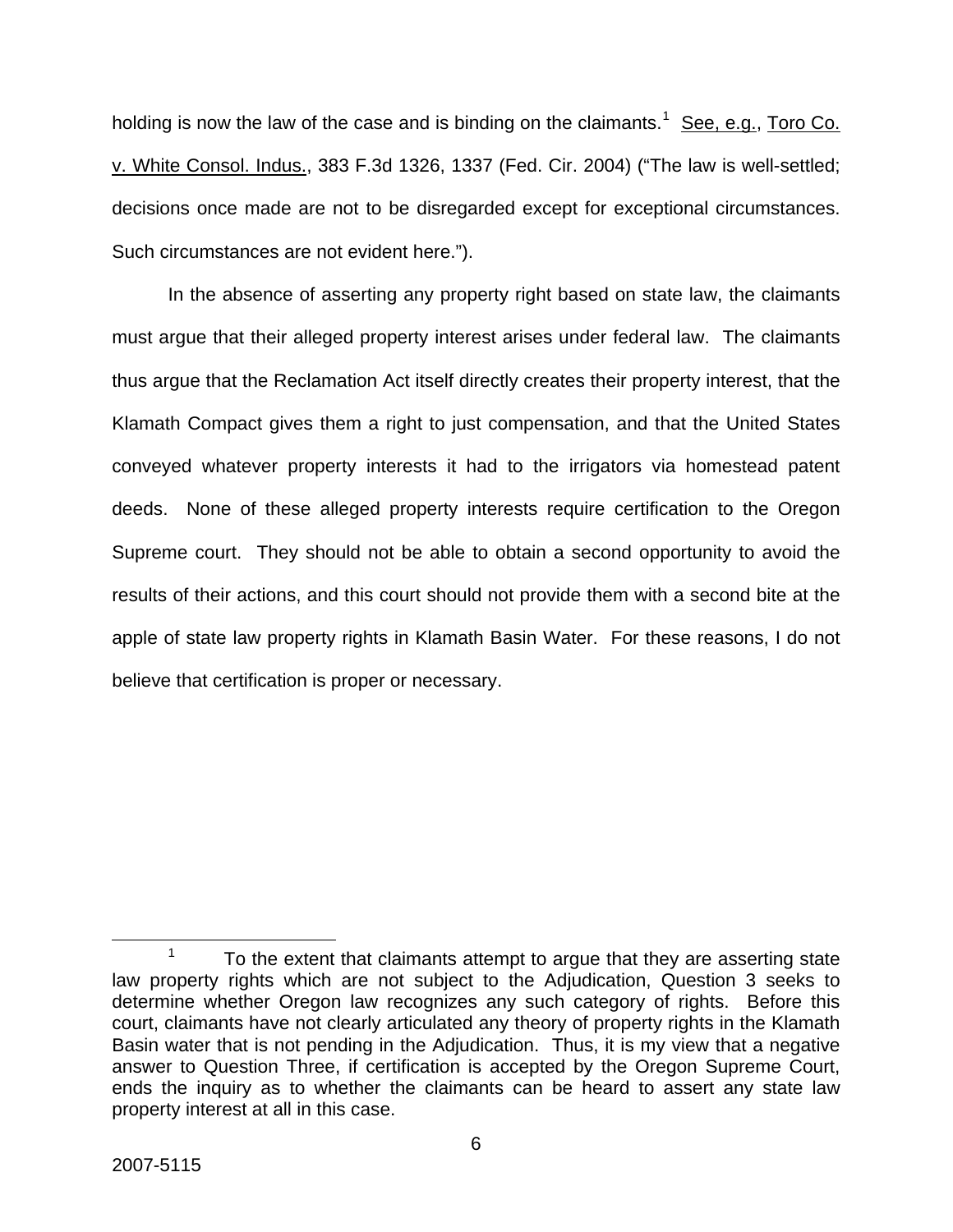holding is now the law of the case and is binding on the claimants.[1] See, e.g., Toro Co. v. White Consol. Indus., 383 F.3d 1326, 1337 (Fed. Cir. 2004) ("The law is well-settled; decisions once made are not to be disregarded except for exceptional circumstances. Such circumstances are not evident here.").

In the absence of asserting any property right based on state law, the claimants must argue that their alleged property interest arises under federal law. The claimants thus argue that the Reclamation Act itself directly creates their property interest, that the Klamath Compact gives them a right to just compensation, and that the United States conveyed whatever property interests it had to the irrigators via homestead patent deeds. None of these alleged property interests require certification to the Oregon Supreme court. They should not be able to obtain a second opportunity to avoid the results of their actions, and this court should not provide them with a second bite at the apple of state law property rights in Klamath Basin Water. For these reasons, I do not believe that certification is proper or necessary.

[1] To the extent that claimants attempt to argue that they are asserting state law property rights which are not subject to the Adjudication, Question 3 seeks to determine whether Oregon law recognizes any such category of rights. Before this court, claimants have not clearly articulated any theory of property rights in the Klamath Basin water that is not pending in the Adjudication. Thus, it is my view that a negative answer to Question Three, if certification is accepted by the Oregon Supreme Court, ends the inquiry as to whether the claimants can be heard to assert any state law property interest at all in this case.

2007-5115